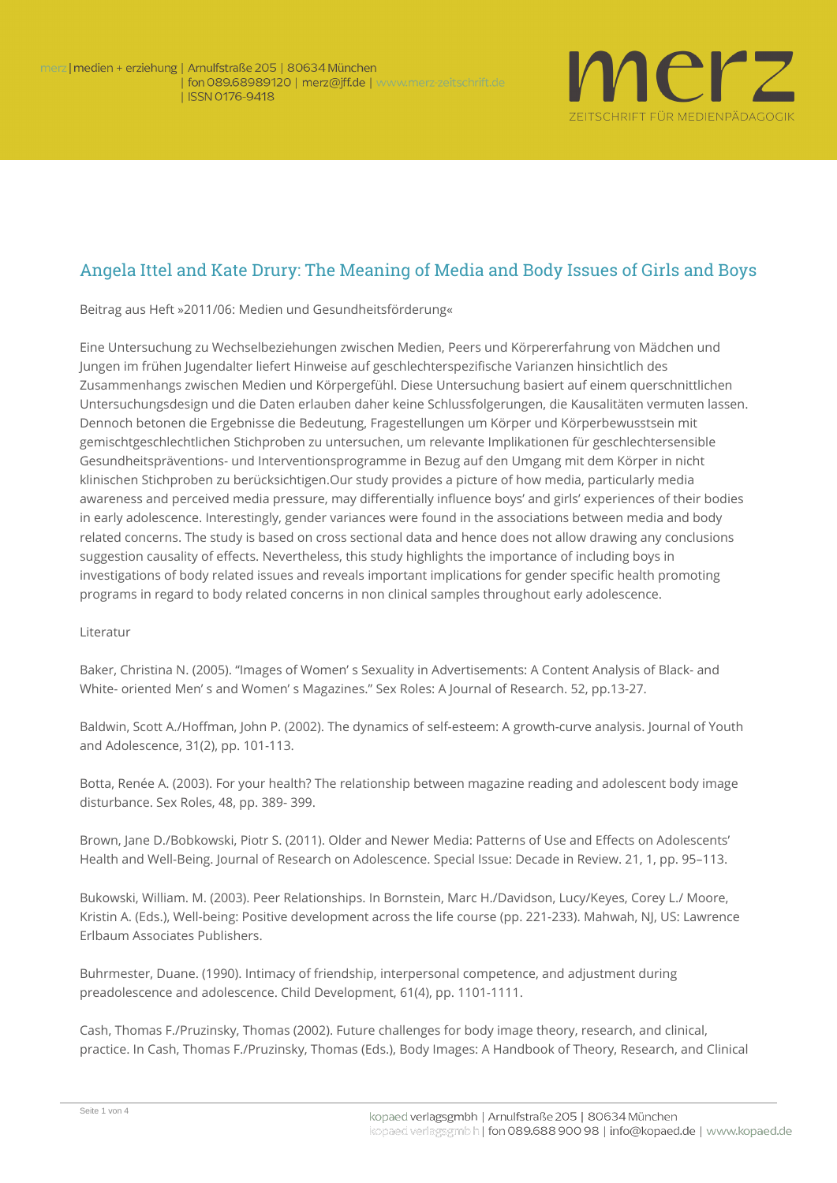# Angela Ittel and Kate Drury: The Meaning of Media and Body Issues of Girls and Boys

Beitrag aus Heft »2011/06: Medien und Gesundheitsförderung«

Eine Untersuchung zu Wechselbeziehungen zwischen Medien, Peers und Körpererfahrung von Mädchen und Jungen im frühen Jugendalter liefert Hinweise auf geschlechterspezifische Varianzen hinsichtlich des Zusammenhangs zwischen Medien und Körpergefühl. Diese Untersuchung basiert auf einem querschnittlichen Untersuchungsdesign und die Daten erlauben daher keine Schlussfolgerungen, die Kausalitäten vermuten lassen. Dennoch betonen die Ergebnisse die Bedeutung, Fragestellungen um Körper und Körperbewusstsein mit gemischtgeschlechtlichen Stichproben zu untersuchen, um relevante Implikationen für geschlechtersensible Gesundheitspräventions- und Interventionsprogramme in Bezug auf den Umgang mit dem Körper in nicht klinischen Stichproben zu berücksichtigen.Our study provides a picture of how media, particularly media awareness and perceived media pressure, may differentially influence boys' and girls' experiences of their bodies in early adolescence. Interestingly, gender variances were found in the associations between media and body related concerns. The study is based on cross sectional data and hence does not allow drawing any conclusions suggestion causality of effects. Nevertheless, this study highlights the importance of including boys in investigations of body related issues and reveals important implications for gender specific health promoting programs in regard to body related concerns in non clinical samples throughout early adolescence.

Literatur

Baker, Christina N. (2005). "Images of Women' s Sexuality in Advertisements: A Content Analysis of Black- and White- oriented Men' s and Women' s Magazines." Sex Roles: A Journal of Research. 52, pp.13-27.

Baldwin, Scott A./Hoffman, John P. (2002). The dynamics of self-esteem: A growth-curve analysis. Journal of Youth and Adolescence, 31(2), pp. 101-113.

Botta, Renée A. (2003). For your health? The relationship between magazine reading and adolescent body image disturbance. Sex Roles, 48, pp. 389- 399.

Brown, Jane D./Bobkowski, Piotr S. (2011). Older and Newer Media: Patterns of Use and Effects on Adolescents' Health and Well-Being. Journal of Research on Adolescence. Special Issue: Decade in Review. 21, 1, pp. 95–113.

Bukowski, William. M. (2003). Peer Relationships. In Bornstein, Marc H./Davidson, Lucy/Keyes, Corey L./ Moore, Kristin A. (Eds.), Well-being: Positive development across the life course (pp. 221-233). Mahwah, NJ, US: Lawrence Erlbaum Associates Publishers.

Buhrmester, Duane. (1990). Intimacy of friendship, interpersonal competence, and adjustment during preadolescence and adolescence. Child Development, 61(4), pp. 1101-1111.

Cash, Thomas F./Pruzinsky, Thomas (2002). Future challenges for body image theory, research, and clinical, practice. In Cash, Thomas F./Pruzinsky, Thomas (Eds.), Body Images: A Handbook of Theory, Research, and Clinical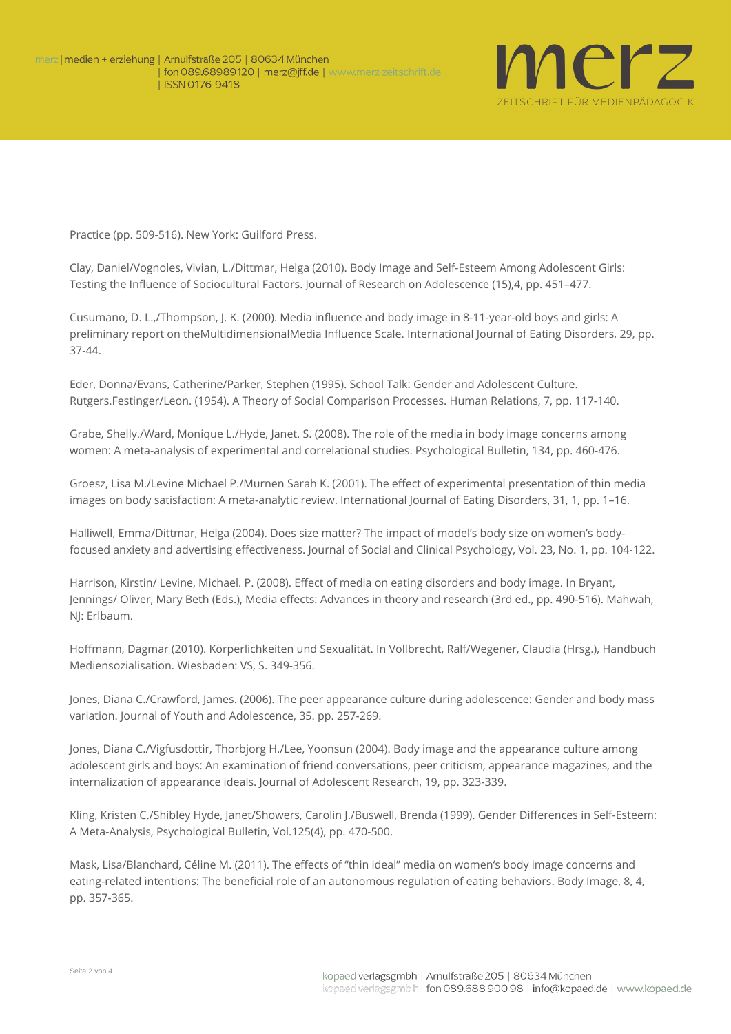Practice (pp. 509-516). New York: Guilford Press.

Clay, Daniel/Vognoles, Vivian, L./Dittmar, Helga (2010). Body Image and Self-Esteem Among Adolescent Girls: Testing the Influence of Sociocultural Factors. Journal of Research on Adolescence (15),4, pp. 451–477.

Cusumano, D. L.,/Thompson, J. K. (2000). Media influence and body image in 8-11-year-old boys and girls: A preliminary report on theMultidimensionalMedia Influence Scale. International Journal of Eating Disorders, 29, pp. 37-44.

Eder, Donna/Evans, Catherine/Parker, Stephen (1995). School Talk: Gender and Adolescent Culture. Rutgers.Festinger/Leon. (1954). A Theory of Social Comparison Processes. Human Relations, 7, pp. 117-140.

Grabe, Shelly./Ward, Monique L./Hyde, Janet. S. (2008). The role of the media in body image concerns among women: A meta-analysis of experimental and correlational studies. Psychological Bulletin, 134, pp. 460-476.

Groesz, Lisa M./Levine Michael P./Murnen Sarah K. (2001). The effect of experimental presentation of thin media images on body satisfaction: A meta-analytic review. International Journal of Eating Disorders, 31, 1, pp. 1–16.

Halliwell, Emma/Dittmar, Helga (2004). Does size matter? The impact of model's body size on women's body-focused anxiety and advertising effectiveness. Journal of Social and Clinical Psychology, Vol. 23, No. 1, pp. 104-122.

Harrison, Kirstin/ Levine, Michael. P. (2008). Effect of media on eating disorders and body image. In Bryant, Jennings/ Oliver, Mary Beth (Eds.), Media effects: Advances in theory and research (3rd ed., pp. 490-516). Mahwah, NJ: Erlbaum.

Hoffmann, Dagmar (2010). Körperlichkeiten und Sexualität. In Vollbrecht, Ralf/Wegener, Claudia (Hrsg.), Handbuch Mediensozialisation. Wiesbaden: VS, S. 349-356.

Jones, Diana C./Crawford, James. (2006). The peer appearance culture during adolescence: Gender and body mass variation. Journal of Youth and Adolescence, 35. pp. 257-269.

Jones, Diana C./Vigfusdottir, Thorbjorg H./Lee, Yoonsun (2004). Body image and the appearance culture among adolescent girls and boys: An examination of friend conversations, peer criticism, appearance magazines, and the internalization of appearance ideals. Journal of Adolescent Research, 19, pp. 323-339.

Kling, Kristen C./Shibley Hyde, Janet/Showers, Carolin J./Buswell, Brenda (1999). Gender Differences in Self-Esteem: A Meta-Analysis, Psychological Bulletin, Vol.125(4), pp. 470-500.

Mask, Lisa/Blanchard, Céline M. (2011). The effects of "thin ideal" media on women's body image concerns and eating-related intentions: The beneficial role of an autonomous regulation of eating behaviors. Body Image, 8, 4, pp. 357-365.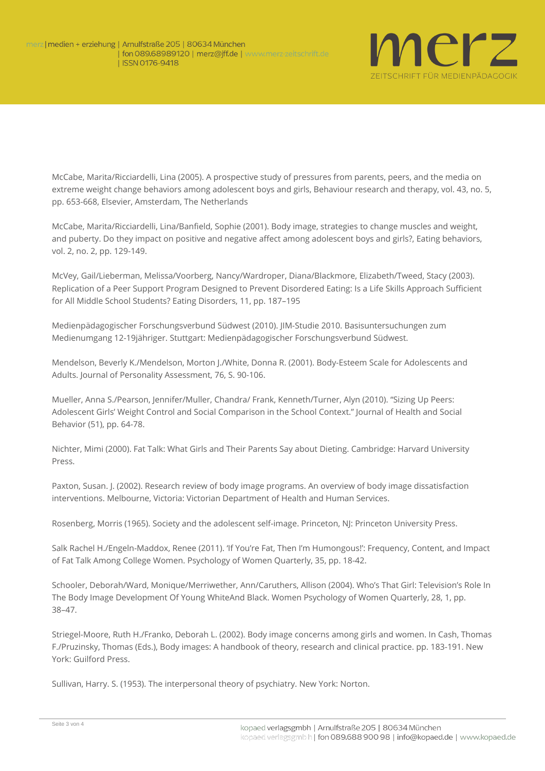McCabe, Marita/Ricciardelli, Lina (2005). A prospective study of pressures from parents, peers, and the media on extreme weight change behaviors among adolescent boys and girls, Behaviour research and therapy, vol. 43, no. 5, pp. 653-668, Elsevier, Amsterdam, The Netherlands

McCabe, Marita/Ricciardelli, Lina/Banfield, Sophie (2001). Body image, strategies to change muscles and weight, and puberty. Do they impact on positive and negative affect among adolescent boys and girls?, Eating behaviors, vol. 2, no. 2, pp. 129-149.

McVey, Gail/Lieberman, Melissa/Voorberg, Nancy/Wardroper, Diana/Blackmore, Elizabeth/Tweed, Stacy (2003). Replication of a Peer Support Program Designed to Prevent Disordered Eating: Is a Life Skills Approach Sufficient for All Middle School Students? Eating Disorders, 11, pp. 187–195

Medienpädagogischer Forschungsverbund Südwest (2010). JIM-Studie 2010. Basisuntersuchungen zum Medienumgang 12-19jähriger. Stuttgart: Medienpädagogischer Forschungsverbund Südwest.

Mendelson, Beverly K./Mendelson, Morton J./White, Donna R. (2001). Body-Esteem Scale for Adolescents and Adults. Journal of Personality Assessment, 76, S. 90-106.

Mueller, Anna S./Pearson, Jennifer/Muller, Chandra/ Frank, Kenneth/Turner, Alyn (2010). "Sizing Up Peers: Adolescent Girls' Weight Control and Social Comparison in the School Context." Journal of Health and Social Behavior (51), pp. 64-78.

Nichter, Mimi (2000). Fat Talk: What Girls and Their Parents Say about Dieting. Cambridge: Harvard University Press.

Paxton, Susan. J. (2002). Research review of body image programs. An overview of body image dissatisfaction interventions. Melbourne, Victoria: Victorian Department of Health and Human Services.

Rosenberg, Morris (1965). Society and the adolescent self-image. Princeton, NJ: Princeton University Press.

Salk Rachel H./Engeln-Maddox, Renee (2011). 'If You're Fat, Then I'm Humongous!': Frequency, Content, and Impact of Fat Talk Among College Women. Psychology of Women Quarterly, 35, pp. 18-42.

Schooler, Deborah/Ward, Monique/Merriwether, Ann/Caruthers, Allison (2004). Who's That Girl: Television's Role In The Body Image Development Of Young WhiteAnd Black. Women Psychology of Women Quarterly, 28, 1, pp. 38–47.

Striegel-Moore, Ruth H./Franko, Deborah L. (2002). Body image concerns among girls and women. In Cash, Thomas F./Pruzinsky, Thomas (Eds.), Body images: A handbook of theory, research and clinical practice. pp. 183-191. New York: Guilford Press.

Sullivan, Harry. S. (1953). The interpersonal theory of psychiatry. New York: Norton.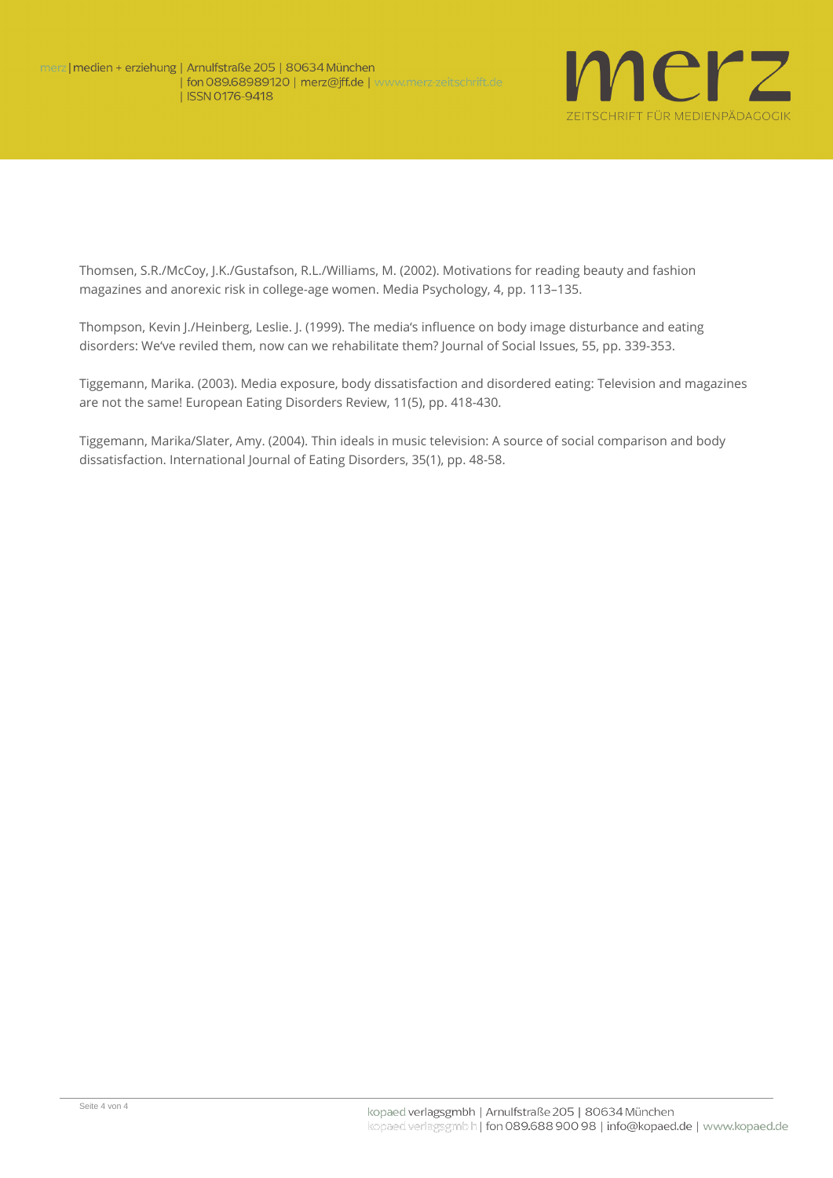Thomsen, S.R./McCoy, J.K./Gustafson, R.L./Williams, M. (2002). Motivations for reading beauty and fashion magazines and anorexic risk in college-age women. Media Psychology, 4, pp. 113–135.

Thompson, Kevin J./Heinberg, Leslie. J. (1999). The media's influence on body image disturbance and eating disorders: We've reviled them, now can we rehabilitate them? Journal of Social Issues, 55, pp. 339-353.

Tiggemann, Marika. (2003). Media exposure, body dissatisfaction and disordered eating: Television and magazines are not the same! European Eating Disorders Review, 11(5), pp. 418-430.

Tiggemann, Marika/Slater, Amy. (2004). Thin ideals in music television: A source of social comparison and body dissatisfaction. International Journal of Eating Disorders, 35(1), pp. 48-58.